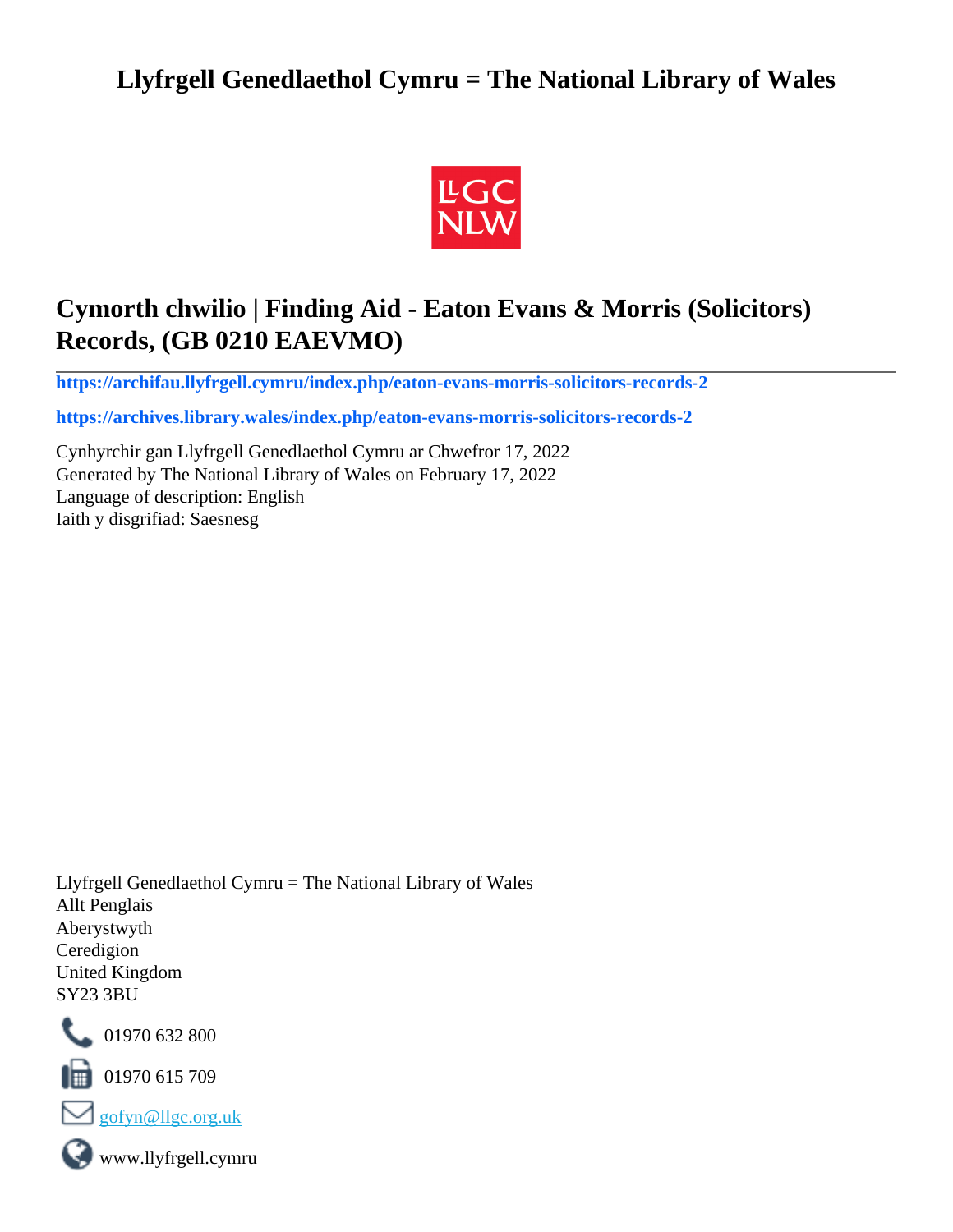# Llyfrgell Genedlaethol Cymru = The National Library of Wales

## Cymorth chwilio | Finding Aid - Eaton Evans & Morris (Solicitors) Records, (GB 0210 EAEVMO)

**https://archifau.llyfrgell.cymru/index.php/eaton-evans-morris-solicitors-records-2**

**https://archives.library.wales/index.php/eaton-evans-morris-solicitors-records-2**

Cynhyrchir gan Llyfrgell Genedlaethol Cymru ar Chwefror 17, 2022
Generated by The National Library of Wales on February 17, 2022
Language of description: English
Iaith y disgrifiad: Saesnesg

Llyfrgell Genedlaethol Cymru = The National Library of Wales
Allt Penglais
Aberystwyth
Ceredigion
United Kingdom
SY23 3BU

01970 632 800

01970 615 709

gofyn@llgc.org.uk

www.llyfrgell.cymru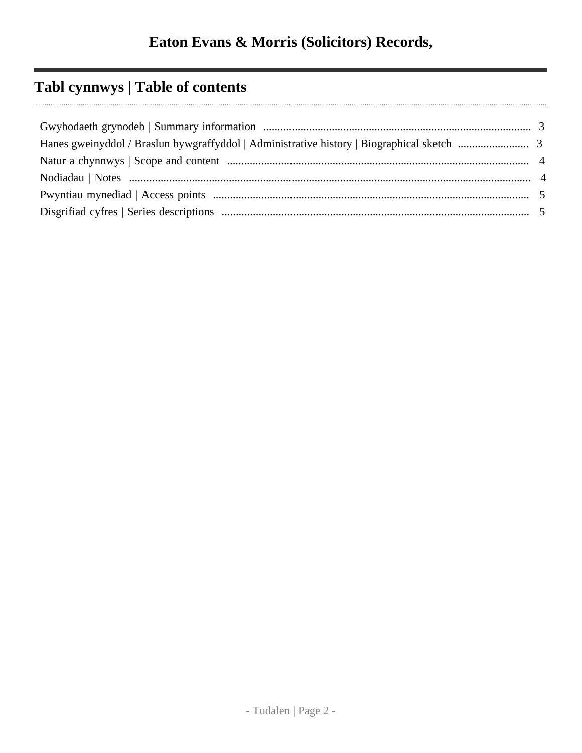# Eaton Evans & Morris (Solicitors) Records,

## Tabl cynnwys | Table of contents

- Gwybodaeth grynodeb | Summary information .......... 3
- Hanes gweinyddol / Braslun bywgraffyddol | Administrative history | Biographical sketch .......... 3
- Natur a chynnwys | Scope and content .......... 4
- Nodiadau | Notes .......... 4
- Pwyntiau mynediad | Access points .......... 5
- Disgrifiad cyfres | Series descriptions .......... 5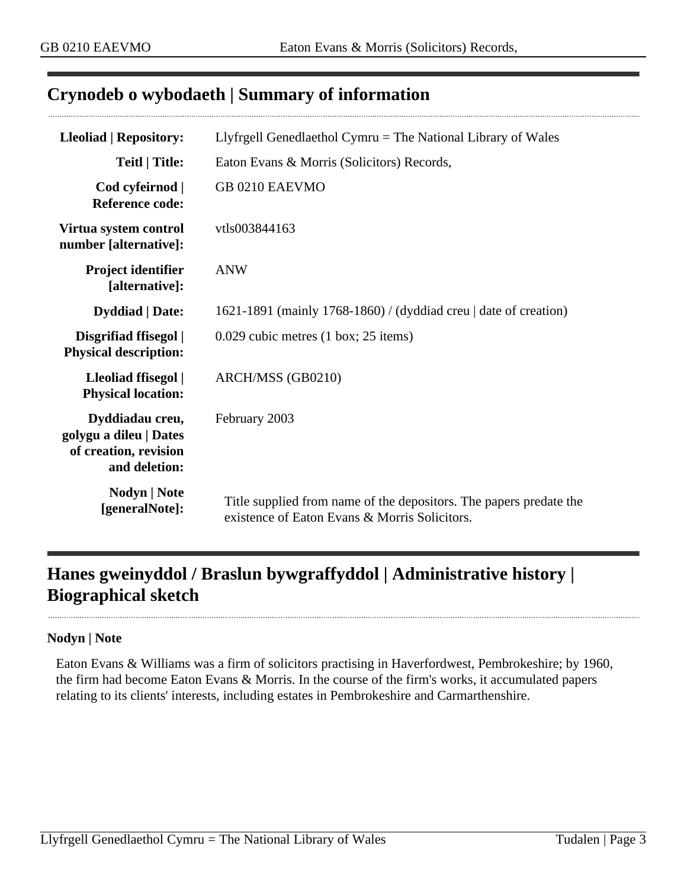## Crynodeb o wybodaeth | Summary of information

| | |
|---|---|
| **Lleoliad \| Repository:** | Llyfrgell Genedlaethol Cymru = The National Library of Wales |
| **Teitl \| Title:** | Eaton Evans & Morris (Solicitors) Records, |
| **Cod cyfeirnod \| Reference code:** | GB 0210 EAEVMO |
| **Virtua system control number [alternative]:** | vtls003844163 |
| **Project identifier [alternative]:** | ANW |
| **Dyddiad \| Date:** | 1621-1891 (mainly 1768-1860) / (dyddiad creu \| date of creation) |
| **Disgrifiad ffisegol \| Physical description:** | 0.029 cubic metres (1 box; 25 items) |
| **Lleoliad ffisegol \| Physical location:** | ARCH/MSS (GB0210) |
| **Dyddiadau creu, golygu a dileu \| Dates of creation, revision and deletion:** | February 2003 |
| **Nodyn \| Note [generalNote]:** | Title supplied from name of the depositors. The papers predate the existence of Eaton Evans & Morris Solicitors. |

## Hanes gweinyddol / Braslun bywgraffyddol | Administrative history | Biographical sketch

**Nodyn | Note**

Eaton Evans & Williams was a firm of solicitors practising in Haverfordwest, Pembrokeshire; by 1960, the firm had become Eaton Evans & Morris. In the course of the firm's works, it accumulated papers relating to its clients' interests, including estates in Pembrokeshire and Carmarthenshire.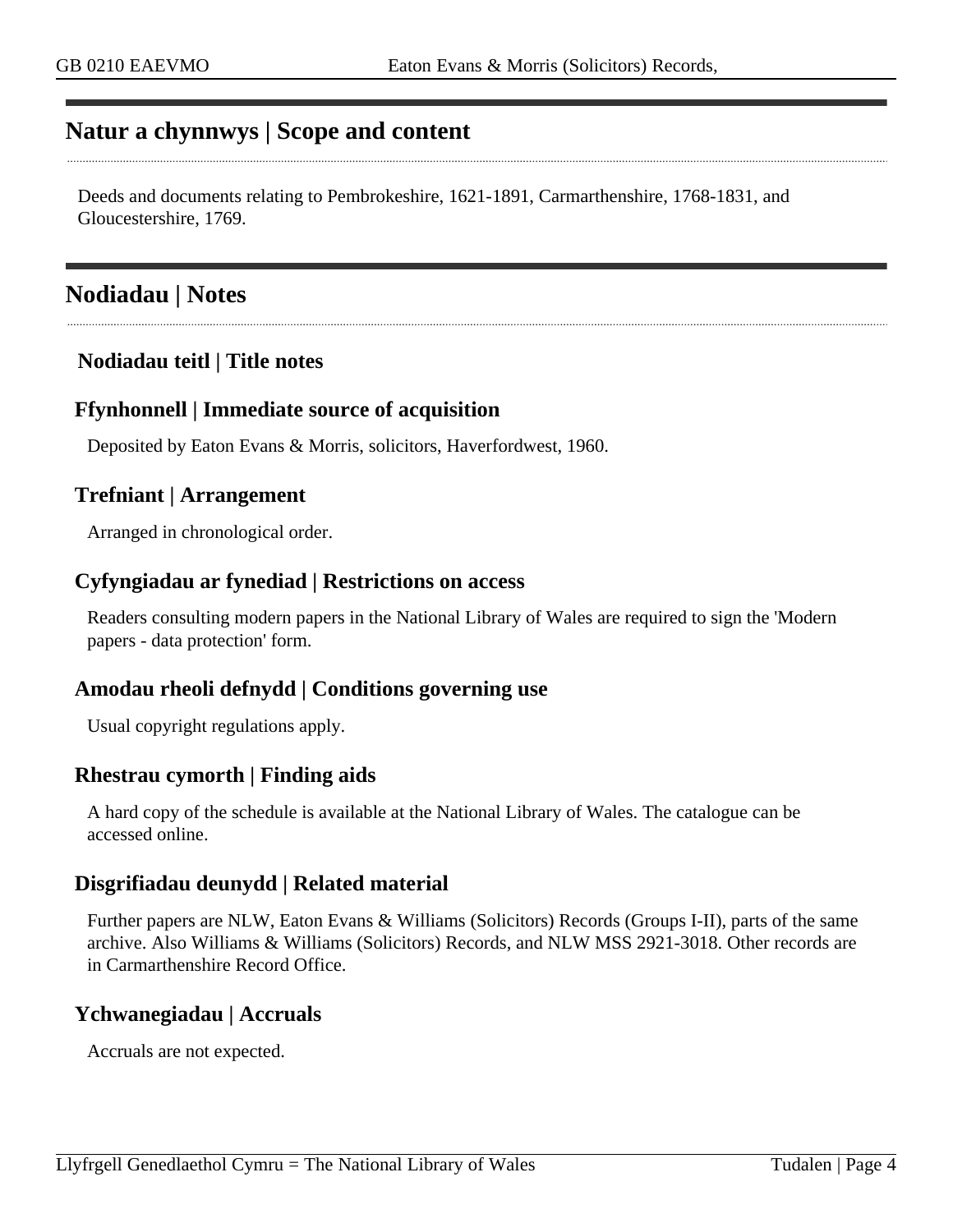## Natur a chynnwys | Scope and content

Deeds and documents relating to Pembrokeshire, 1621-1891, Carmarthenshire, 1768-1831, and Gloucestershire, 1769.

## Nodiadau | Notes

### Nodiadau teitl | Title notes

### Ffynhonnell | Immediate source of acquisition

Deposited by Eaton Evans & Morris, solicitors, Haverfordwest, 1960.

### Trefniant | Arrangement

Arranged in chronological order.

### Cyfyngiadau ar fynediad | Restrictions on access

Readers consulting modern papers in the National Library of Wales are required to sign the 'Modern papers - data protection' form.

### Amodau rheoli defnydd | Conditions governing use

Usual copyright regulations apply.

### Rhestrau cymorth | Finding aids

A hard copy of the schedule is available at the National Library of Wales. The catalogue can be accessed online.

### Disgrifiadau deunydd | Related material

Further papers are NLW, Eaton Evans & Williams (Solicitors) Records (Groups I-II), parts of the same archive. Also Williams & Williams (Solicitors) Records, and NLW MSS 2921-3018. Other records are in Carmarthenshire Record Office.

### Ychwanegiadau | Accruals

Accruals are not expected.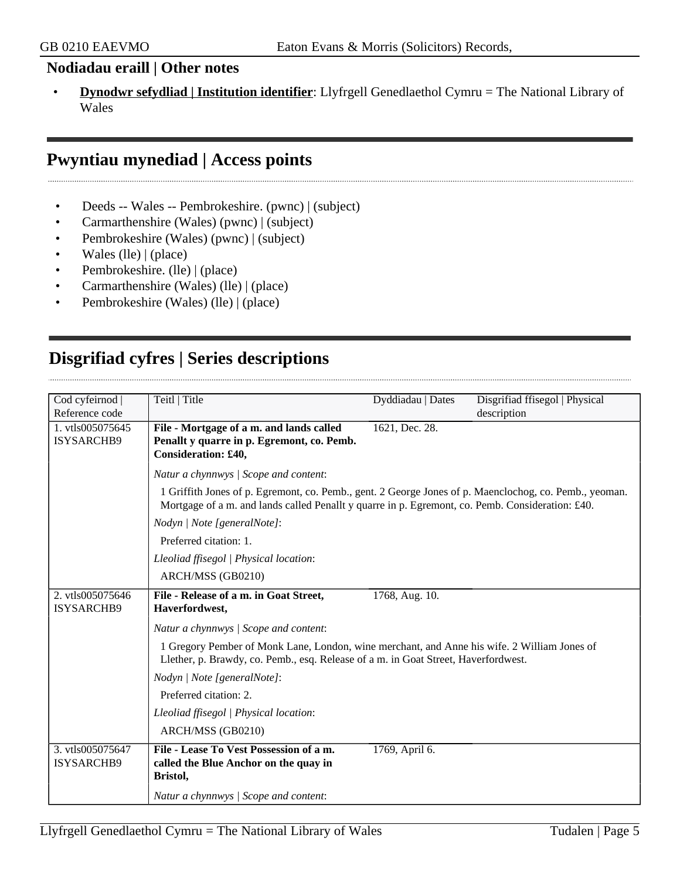### Nodiadau eraill | Other notes

- **Dynodwr sefydliad | Institution identifier**: Llyfrgell Genedlaethol Cymru = The National Library of Wales

## Pwyntiau mynediad | Access points

- Deeds -- Wales -- Pembrokeshire. (pwnc) | (subject)
- Carmarthenshire (Wales) (pwnc) | (subject)
- Pembrokeshire (Wales) (pwnc) | (subject)
- Wales (lle) | (place)
- Pembrokeshire. (lle) | (place)
- Carmarthenshire (Wales) (lle) | (place)
- Pembrokeshire (Wales) (lle) | (place)

## Disgrifiad cyfres | Series descriptions

| Cod cyfeirnod \| Reference code | Teitl \| Title | Dyddiadau \| Dates | Disgrifiad ffisegol \| Physical description |
|---|---|---|---|
| 1. vtls005075645 ISYSARCHB9 | **File - Mortgage of a m. and lands called Penallt y quarre in p. Egremont, co. Pemb. Consideration: £40,** | 1621, Dec. 28. | |
| | *Natur a chynnwys \| Scope and content*:<br>1 Griffith Jones of p. Egremont, co. Pemb., gent. 2 George Jones of p. Maenclochog, co. Pemb., yeoman. Mortgage of a m. and lands called Penallt y quarre in p. Egremont, co. Pemb. Consideration: £40.<br>*Nodyn \| Note [generalNote]*:<br>Preferred citation: 1.<br>*Lleoliad ffisegol \| Physical location*:<br>ARCH/MSS (GB0210) | | |
| 2. vtls005075646 ISYSARCHB9 | **File - Release of a m. in Goat Street, Haverfordwest,** | 1768, Aug. 10. | |
| | *Natur a chynnwys \| Scope and content*:<br>1 Gregory Pember of Monk Lane, London, wine merchant, and Anne his wife. 2 William Jones of Llether, p. Brawdy, co. Pemb., esq. Release of a m. in Goat Street, Haverfordwest.<br>*Nodyn \| Note [generalNote]*:<br>Preferred citation: 2.<br>*Lleoliad ffisegol \| Physical location*:<br>ARCH/MSS (GB0210) | | |
| 3. vtls005075647 ISYSARCHB9 | **File - Lease To Vest Possession of a m. called the Blue Anchor on the quay in Bristol,** | 1769, April 6. | |
| | *Natur a chynnwys \| Scope and content*: | | |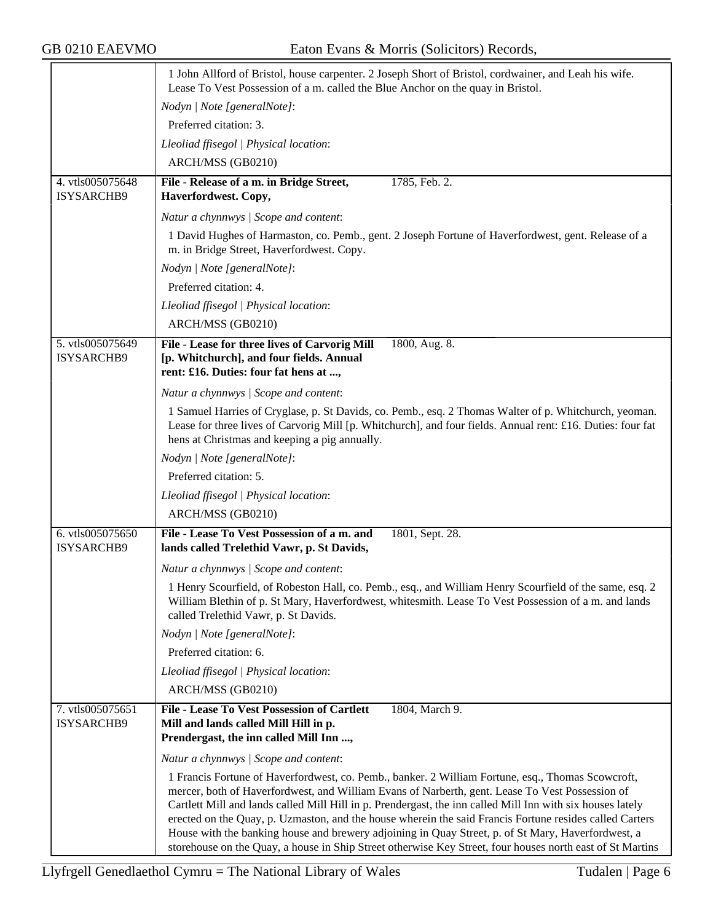| | |
|---|---|
| | 1 John Allford of Bristol, house carpenter. 2 Joseph Short of Bristol, cordwainer, and Leah his wife. Lease To Vest Possession of a m. called the Blue Anchor on the quay in Bristol.<br>*Nodyn \| Note [generalNote]*:<br>Preferred citation: 3.<br>*Lleoliad ffisegol \| Physical location*:<br>ARCH/MSS (GB0210) |
| 4. vtls005075648 ISYSARCHB9 | **File - Release of a m. in Bridge Street, Haverfordwest. Copy,** 1785, Feb. 2.<br>*Natur a chynnwys \| Scope and content*:<br>1 David Hughes of Harmaston, co. Pemb., gent. 2 Joseph Fortune of Haverfordwest, gent. Release of a m. in Bridge Street, Haverfordwest. Copy.<br>*Nodyn \| Note [generalNote]*:<br>Preferred citation: 4.<br>*Lleoliad ffisegol \| Physical location*:<br>ARCH/MSS (GB0210) |
| 5. vtls005075649 ISYSARCHB9 | **File - Lease for three lives of Carvorig Mill [p. Whitchurch], and four fields. Annual rent: £16. Duties: four fat hens at ...,** 1800, Aug. 8.<br>*Natur a chynnwys \| Scope and content*:<br>1 Samuel Harries of Cryglase, p. St Davids, co. Pemb., esq. 2 Thomas Walter of p. Whitchurch, yeoman. Lease for three lives of Carvorig Mill [p. Whitchurch], and four fields. Annual rent: £16. Duties: four fat hens at Christmas and keeping a pig annually.<br>*Nodyn \| Note [generalNote]*:<br>Preferred citation: 5.<br>*Lleoliad ffisegol \| Physical location*:<br>ARCH/MSS (GB0210) |
| 6. vtls005075650 ISYSARCHB9 | **File - Lease To Vest Possession of a m. and lands called Trelethid Vawr, p. St Davids,** 1801, Sept. 28.<br>*Natur a chynnwys \| Scope and content*:<br>1 Henry Scourfield, of Robeston Hall, co. Pemb., esq., and William Henry Scourfield of the same, esq. 2 William Blethin of p. St Mary, Haverfordwest, whitesmith. Lease To Vest Possession of a m. and lands called Trelethid Vawr, p. St Davids.<br>*Nodyn \| Note [generalNote]*:<br>Preferred citation: 6.<br>*Lleoliad ffisegol \| Physical location*:<br>ARCH/MSS (GB0210) |
| 7. vtls005075651 ISYSARCHB9 | **File - Lease To Vest Possession of Cartlett Mill and lands called Mill Hill in p. Prendergast, the inn called Mill Inn ...,** 1804, March 9.<br>*Natur a chynnwys \| Scope and content*:<br>1 Francis Fortune of Haverfordwest, co. Pemb., banker. 2 William Fortune, esq., Thomas Scowcroft, mercer, both of Haverfordwest, and William Evans of Narberth, gent. Lease To Vest Possession of Cartlett Mill and lands called Mill Hill in p. Prendergast, the inn called Mill Inn with six houses lately erected on the Quay, p. Uzmaston, and the house wherein the said Francis Fortune resides called Carters House with the banking house and brewery adjoining in Quay Street, p. of St Mary, Haverfordwest, a storehouse on the Quay, a house in Ship Street otherwise Key Street, four houses north east of St Martins |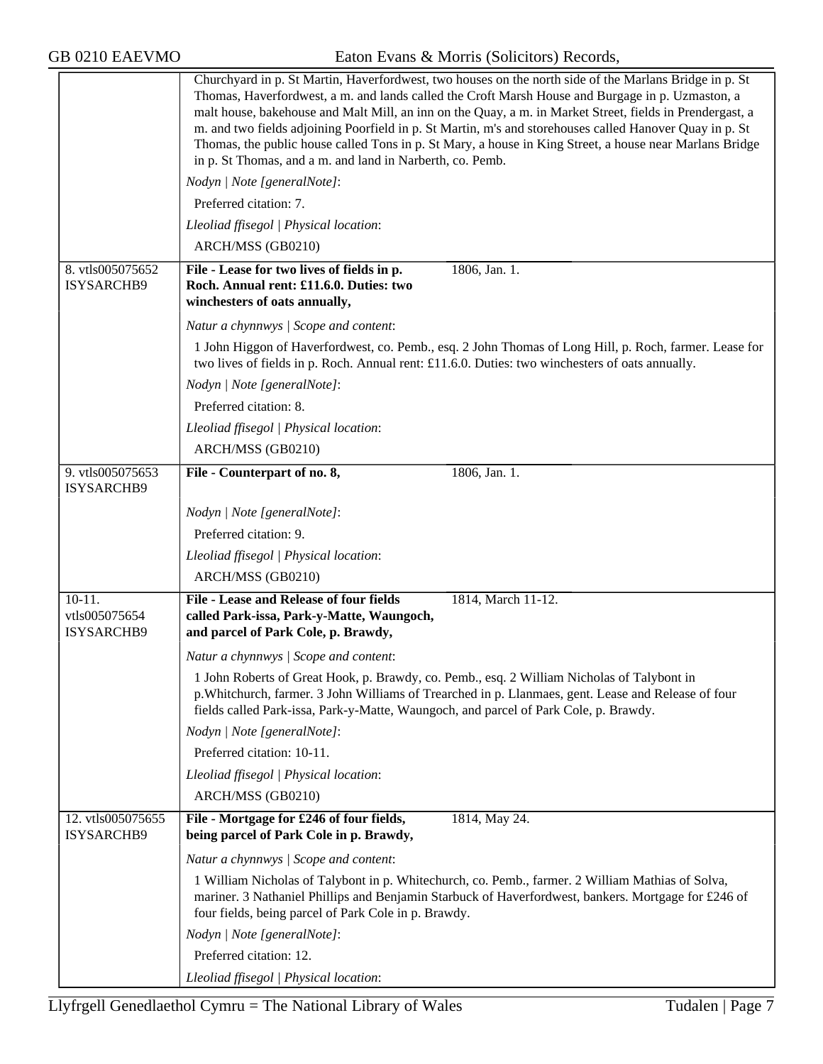Churchyard in p. St Martin, Haverfordwest, two houses on the north side of the Marlans Bridge in p. St Thomas, Haverfordwest, a m. and lands called the Croft Marsh House and Burgage in p. Uzmaston, a malt house, bakehouse and Malt Mill, an inn on the Quay, a m. in Market Street, fields in Prendergast, a m. and two fields adjoining Poorfield in p. St Martin, m's and storehouses called Hanover Quay in p. St Thomas, the public house called Tons in p. St Mary, a house in King Street, a house near Marlans Bridge in p. St Thomas, and a m. and land in Narberth, co. Pemb.

*Nodyn | Note [generalNote]*:

Preferred citation: 7.

*Lleoliad ffisegol | Physical location*:

ARCH/MSS (GB0210)

---

8. vtls005075652 ISYSARCHB9

**File - Lease for two lives of fields in p. Roch. Annual rent: £11.6.0. Duties: two winchesters of oats annually,** 1806, Jan. 1.

*Natur a chynnwys | Scope and content*:

1 John Higgon of Haverfordwest, co. Pemb., esq. 2 John Thomas of Long Hill, p. Roch, farmer. Lease for two lives of fields in p. Roch. Annual rent: £11.6.0. Duties: two winchesters of oats annually.

*Nodyn | Note [generalNote]*:

Preferred citation: 8.

*Lleoliad ffisegol | Physical location*:

ARCH/MSS (GB0210)

---

9. vtls005075653 ISYSARCHB9

**File - Counterpart of no. 8,** 1806, Jan. 1.

*Nodyn | Note [generalNote]*:

Preferred citation: 9.

*Lleoliad ffisegol | Physical location*:

ARCH/MSS (GB0210)

---

10-11. vtls005075654 ISYSARCHB9

**File - Lease and Release of four fields called Park-issa, Park-y-Matte, Waungoch, and parcel of Park Cole, p. Brawdy,** 1814, March 11-12.

*Natur a chynnwys | Scope and content*:

1 John Roberts of Great Hook, p. Brawdy, co. Pemb., esq. 2 William Nicholas of Talybont in p.Whitchurch, farmer. 3 John Williams of Trearched in p. Llanmaes, gent. Lease and Release of four fields called Park-issa, Park-y-Matte, Waungoch, and parcel of Park Cole, p. Brawdy.

*Nodyn | Note [generalNote]*:

Preferred citation: 10-11.

*Lleoliad ffisegol | Physical location*:

ARCH/MSS (GB0210)

---

12. vtls005075655 ISYSARCHB9

**File - Mortgage for £246 of four fields, being parcel of Park Cole in p. Brawdy,** 1814, May 24.

*Natur a chynnwys | Scope and content*:

1 William Nicholas of Talybont in p. Whitechurch, co. Pemb., farmer. 2 William Mathias of Solva, mariner. 3 Nathaniel Phillips and Benjamin Starbuck of Haverfordwest, bankers. Mortgage for £246 of four fields, being parcel of Park Cole in p. Brawdy.

*Nodyn | Note [generalNote]*:

Preferred citation: 12.

*Lleoliad ffisegol | Physical location*: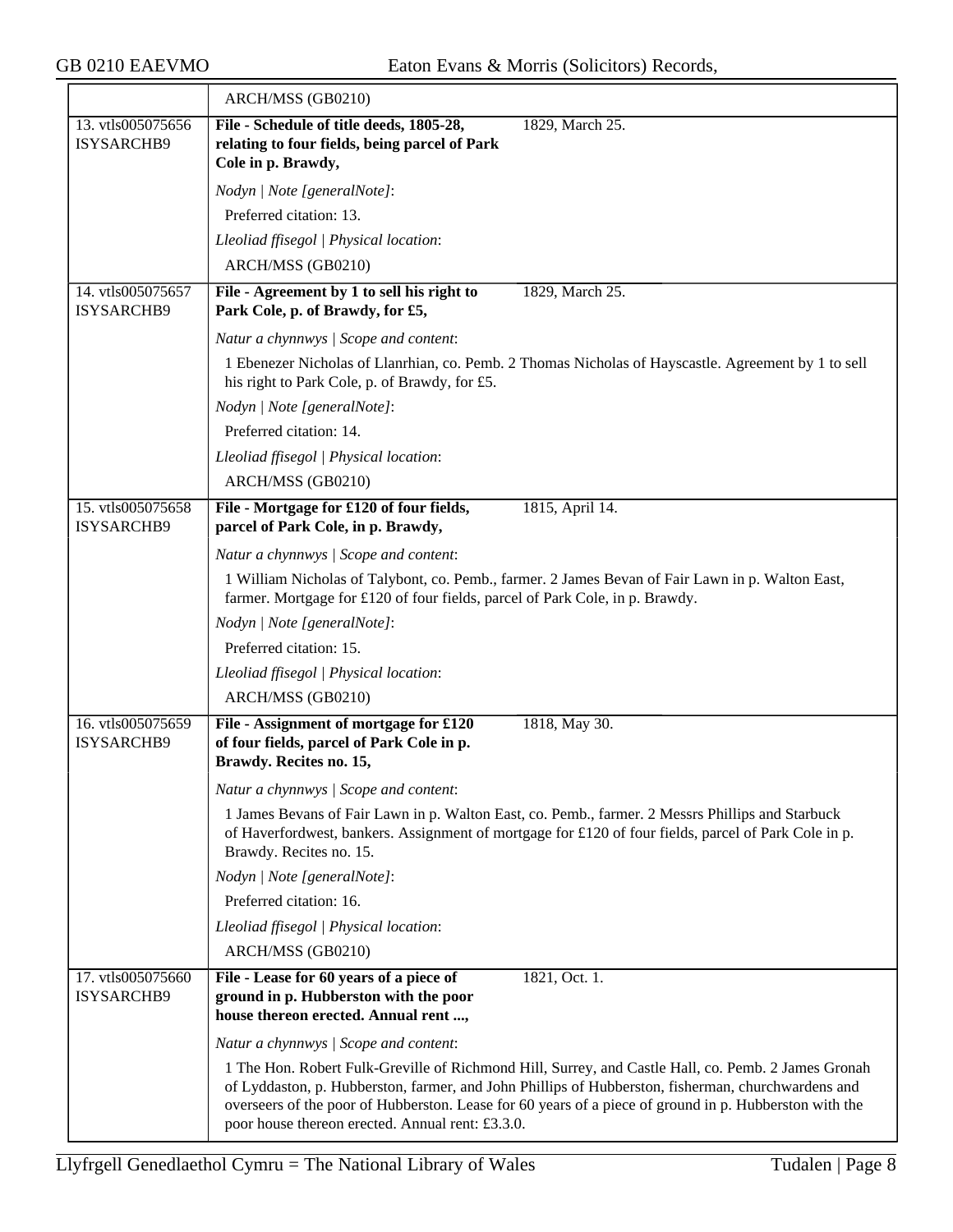ARCH/MSS (GB0210)

**13. vtls005075656 ISYSARCHB9**

**File - Schedule of title deeds, 1805-28, relating to four fields, being parcel of Park Cole in p. Brawdy,** 1829, March 25.

*Nodyn | Note [generalNote]*:

Preferred citation: 13.

*Lleoliad ffisegol | Physical location*:

ARCH/MSS (GB0210)

**14. vtls005075657 ISYSARCHB9**

**File - Agreement by 1 to sell his right to Park Cole, p. of Brawdy, for £5,** 1829, March 25.

*Natur a chynnwys | Scope and content*:

1 Ebenezer Nicholas of Llanrhian, co. Pemb. 2 Thomas Nicholas of Hayscastle. Agreement by 1 to sell his right to Park Cole, p. of Brawdy, for £5.

*Nodyn | Note [generalNote]*:

Preferred citation: 14.

*Lleoliad ffisegol | Physical location*:

ARCH/MSS (GB0210)

**15. vtls005075658 ISYSARCHB9**

**File - Mortgage for £120 of four fields, parcel of Park Cole, in p. Brawdy,** 1815, April 14.

*Natur a chynnwys | Scope and content*:

1 William Nicholas of Talybont, co. Pemb., farmer. 2 James Bevan of Fair Lawn in p. Walton East, farmer. Mortgage for £120 of four fields, parcel of Park Cole, in p. Brawdy.

*Nodyn | Note [generalNote]*:

Preferred citation: 15.

*Lleoliad ffisegol | Physical location*:

ARCH/MSS (GB0210)

**16. vtls005075659 ISYSARCHB9**

**File - Assignment of mortgage for £120 of four fields, parcel of Park Cole in p. Brawdy. Recites no. 15,** 1818, May 30.

*Natur a chynnwys | Scope and content*:

1 James Bevans of Fair Lawn in p. Walton East, co. Pemb., farmer. 2 Messrs Phillips and Starbuck of Haverfordwest, bankers. Assignment of mortgage for £120 of four fields, parcel of Park Cole in p. Brawdy. Recites no. 15.

*Nodyn | Note [generalNote]*:

Preferred citation: 16.

*Lleoliad ffisegol | Physical location*:

ARCH/MSS (GB0210)

**17. vtls005075660 ISYSARCHB9**

**File - Lease for 60 years of a piece of ground in p. Hubberston with the poor house thereon erected. Annual rent ...,** 1821, Oct. 1.

*Natur a chynnwys | Scope and content*:

1 The Hon. Robert Fulk-Greville of Richmond Hill, Surrey, and Castle Hall, co. Pemb. 2 James Gronah of Lyddaston, p. Hubberston, farmer, and John Phillips of Hubberston, fisherman, churchwardens and overseers of the poor of Hubberston. Lease for 60 years of a piece of ground in p. Hubberston with the poor house thereon erected. Annual rent: £3.3.0.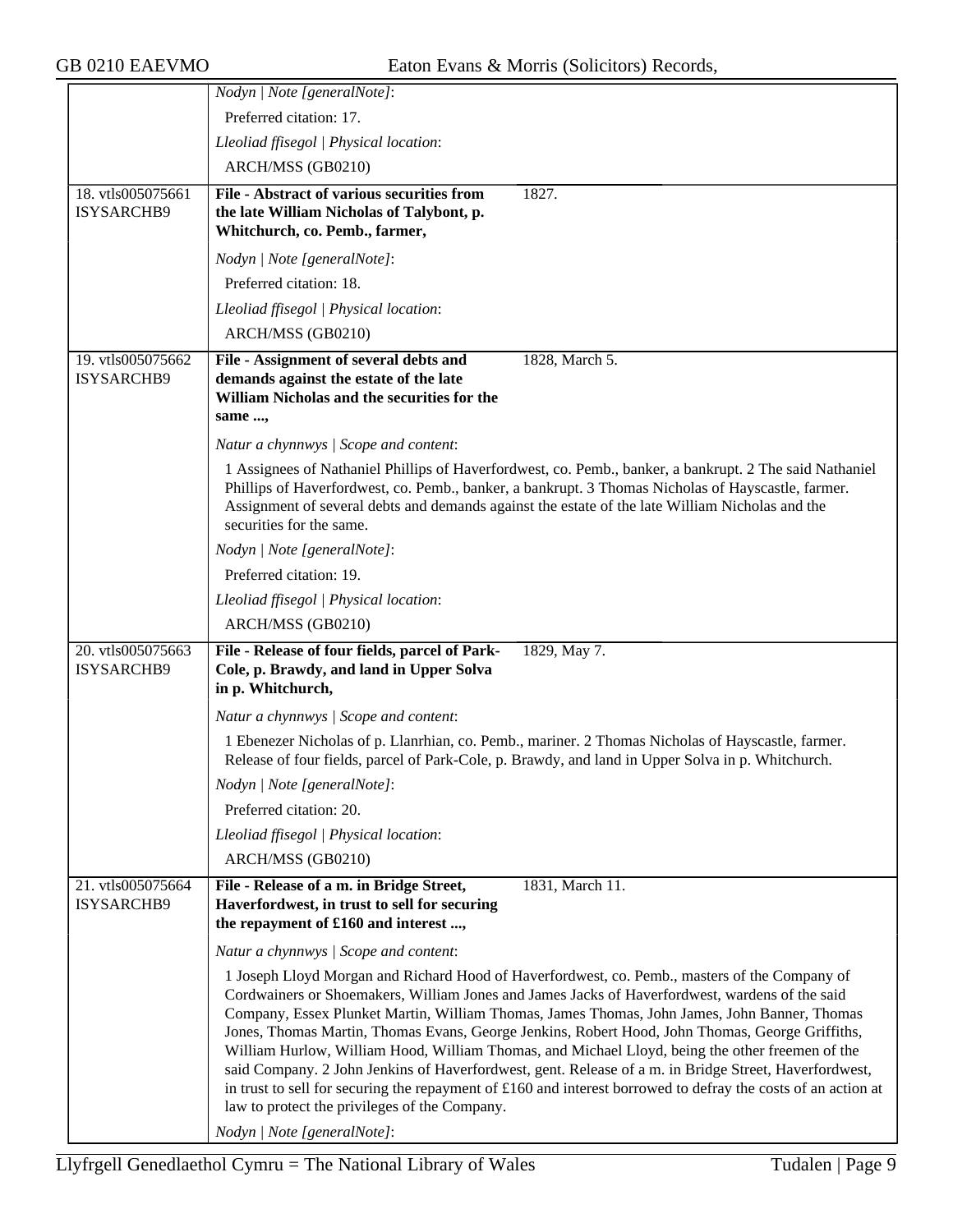| | |
|---|---|
| | *Nodyn \| Note [generalNote]*:<br>Preferred citation: 17.<br>*Lleoliad ffisegol \| Physical location*:<br>ARCH/MSS (GB0210) |
| 18. vtls005075661 ISYSARCHB9 | **File - Abstract of various securities from the late William Nicholas of Talybont, p. Whitchurch, co. Pemb., farmer,** 1827.<br>*Nodyn \| Note [generalNote]*:<br>Preferred citation: 18.<br>*Lleoliad ffisegol \| Physical location*:<br>ARCH/MSS (GB0210) |
| 19. vtls005075662 ISYSARCHB9 | **File - Assignment of several debts and demands against the estate of the late William Nicholas and the securities for the same ...,** 1828, March 5.<br>*Natur a chynnwys \| Scope and content*:<br>1 Assignees of Nathaniel Phillips of Haverfordwest, co. Pemb., banker, a bankrupt. 2 The said Nathaniel Phillips of Haverfordwest, co. Pemb., banker, a bankrupt. 3 Thomas Nicholas of Hayscastle, farmer. Assignment of several debts and demands against the estate of the late William Nicholas and the securities for the same.<br>*Nodyn \| Note [generalNote]*:<br>Preferred citation: 19.<br>*Lleoliad ffisegol \| Physical location*:<br>ARCH/MSS (GB0210) |
| 20. vtls005075663 ISYSARCHB9 | **File - Release of four fields, parcel of Park-Cole, p. Brawdy, and land in Upper Solva in p. Whitchurch,** 1829, May 7.<br>*Natur a chynnwys \| Scope and content*:<br>1 Ebenezer Nicholas of p. Llanrhian, co. Pemb., mariner. 2 Thomas Nicholas of Hayscastle, farmer. Release of four fields, parcel of Park-Cole, p. Brawdy, and land in Upper Solva in p. Whitchurch.<br>*Nodyn \| Note [generalNote]*:<br>Preferred citation: 20.<br>*Lleoliad ffisegol \| Physical location*:<br>ARCH/MSS (GB0210) |
| 21. vtls005075664 ISYSARCHB9 | **File - Release of a m. in Bridge Street, Haverfordwest, in trust to sell for securing the repayment of £160 and interest ...,** 1831, March 11.<br>*Natur a chynnwys \| Scope and content*:<br>1 Joseph Lloyd Morgan and Richard Hood of Haverfordwest, co. Pemb., masters of the Company of Cordwainers or Shoemakers, William Jones and James Jacks of Haverfordwest, wardens of the said Company, Essex Plunket Martin, William Thomas, James Thomas, John James, John Banner, Thomas Jones, Thomas Martin, Thomas Evans, George Jenkins, Robert Hood, John Thomas, George Griffiths, William Hurlow, William Hood, William Thomas, and Michael Lloyd, being the other freemen of the said Company. 2 John Jenkins of Haverfordwest, gent. Release of a m. in Bridge Street, Haverfordwest, in trust to sell for securing the repayment of £160 and interest borrowed to defray the costs of an action at law to protect the privileges of the Company.<br>*Nodyn \| Note [generalNote]*: |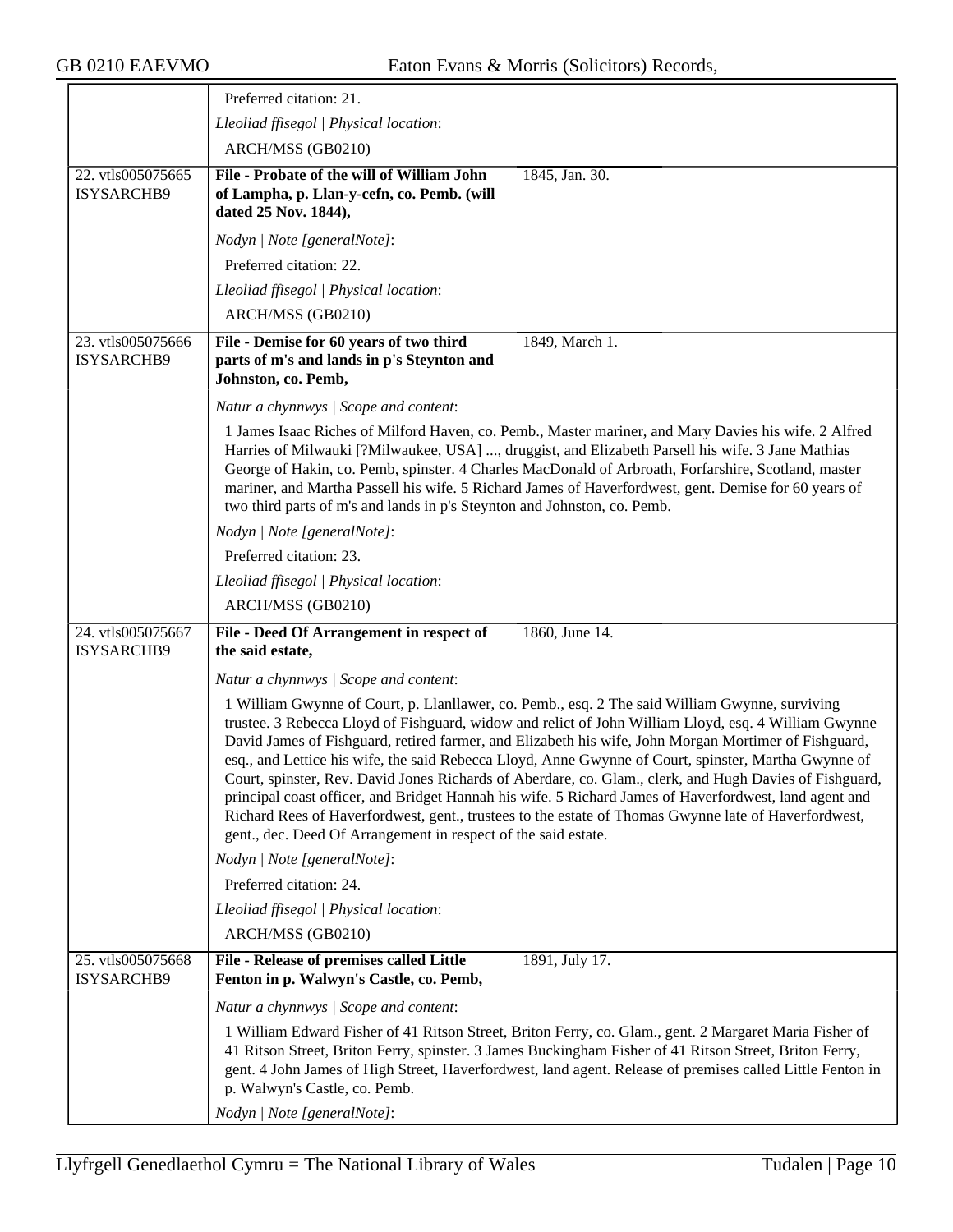Preferred citation: 21.

*Lleoliad ffisegol | Physical location*:

ARCH/MSS (GB0210)

---

**22. vtls005075665 ISYSARCHB9**

**File - Probate of the will of William John of Lampha, p. Llan-y-cefn, co. Pemb. (will dated 25 Nov. 1844),** — 1845, Jan. 30.

*Nodyn | Note [generalNote]*:

Preferred citation: 22.

*Lleoliad ffisegol | Physical location*:

ARCH/MSS (GB0210)

---

**23. vtls005075666 ISYSARCHB9**

**File - Demise for 60 years of two third parts of m's and lands in p's Steynton and Johnston, co. Pemb,** — 1849, March 1.

*Natur a chynnwys | Scope and content*:

1 James Isaac Riches of Milford Haven, co. Pemb., Master mariner, and Mary Davies his wife. 2 Alfred Harries of Milwauki [?Milwaukee, USA] ..., druggist, and Elizabeth Parsell his wife. 3 Jane Mathias George of Hakin, co. Pemb, spinster. 4 Charles MacDonald of Arbroath, Forfarshire, Scotland, master mariner, and Martha Passell his wife. 5 Richard James of Haverfordwest, gent. Demise for 60 years of two third parts of m's and lands in p's Steynton and Johnston, co. Pemb.

*Nodyn | Note [generalNote]*:

Preferred citation: 23.

*Lleoliad ffisegol | Physical location*:

ARCH/MSS (GB0210)

---

**24. vtls005075667 ISYSARCHB9**

**File - Deed Of Arrangement in respect of the said estate,** — 1860, June 14.

*Natur a chynnwys | Scope and content*:

1 William Gwynne of Court, p. Llanllawer, co. Pemb., esq. 2 The said William Gwynne, surviving trustee. 3 Rebecca Lloyd of Fishguard, widow and relict of John William Lloyd, esq. 4 William Gwynne David James of Fishguard, retired farmer, and Elizabeth his wife, John Morgan Mortimer of Fishguard, esq., and Lettice his wife, the said Rebecca Lloyd, Anne Gwynne of Court, spinster, Martha Gwynne of Court, spinster, Rev. David Jones Richards of Aberdare, co. Glam., clerk, and Hugh Davies of Fishguard, principal coast officer, and Bridget Hannah his wife. 5 Richard James of Haverfordwest, land agent and Richard Rees of Haverfordwest, gent., trustees to the estate of Thomas Gwynne late of Haverfordwest, gent., dec. Deed Of Arrangement in respect of the said estate.

*Nodyn | Note [generalNote]*:

Preferred citation: 24.

*Lleoliad ffisegol | Physical location*:

ARCH/MSS (GB0210)

---

**25. vtls005075668 ISYSARCHB9**

**File - Release of premises called Little Fenton in p. Walwyn's Castle, co. Pemb,** — 1891, July 17.

*Natur a chynnwys | Scope and content*:

1 William Edward Fisher of 41 Ritson Street, Briton Ferry, co. Glam., gent. 2 Margaret Maria Fisher of 41 Ritson Street, Briton Ferry, spinster. 3 James Buckingham Fisher of 41 Ritson Street, Briton Ferry, gent. 4 John James of High Street, Haverfordwest, land agent. Release of premises called Little Fenton in p. Walwyn's Castle, co. Pemb.

*Nodyn | Note [generalNote]*: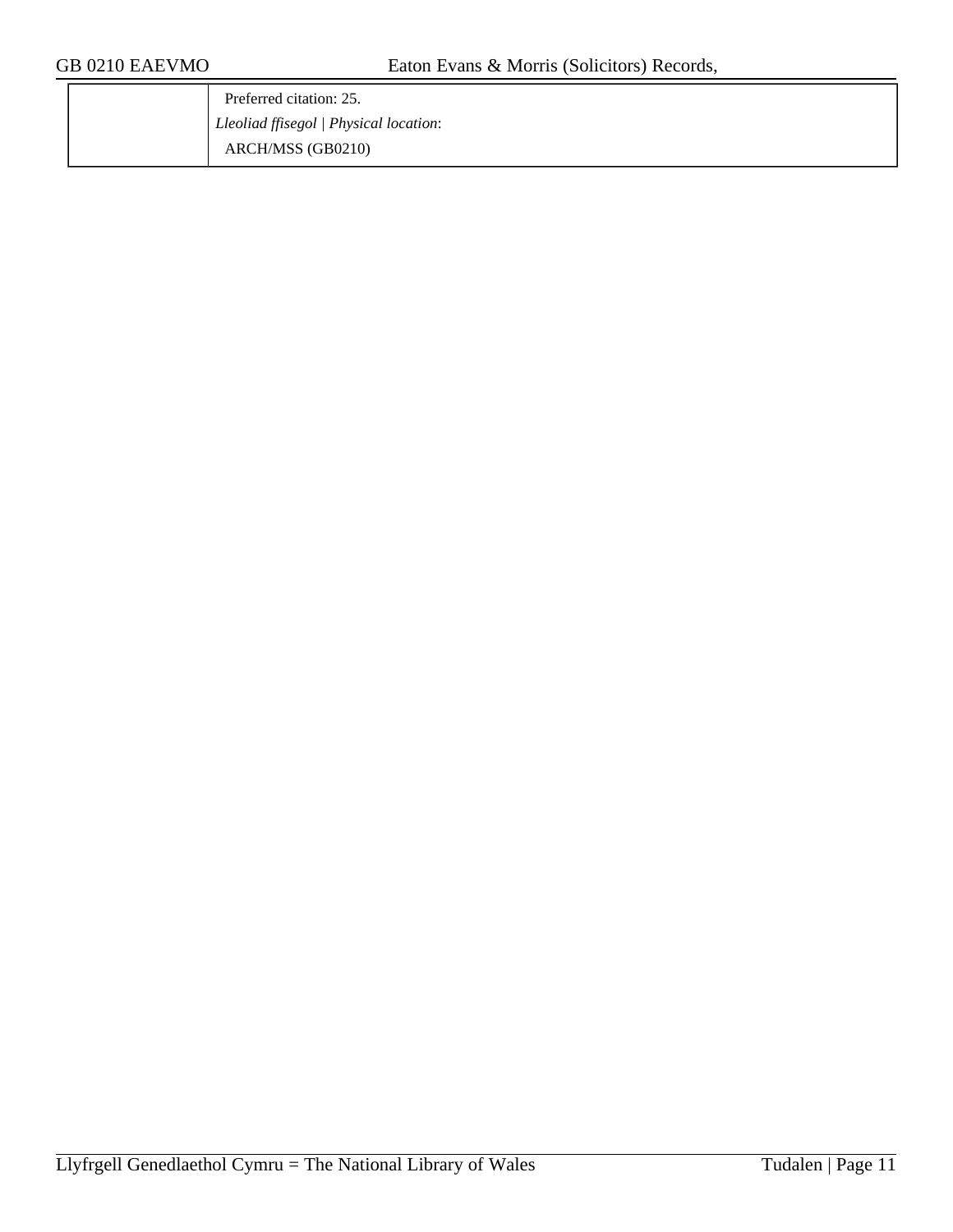| | |
|---|---|
| | Preferred citation: 25.<br>*Lleoliad ffisegol \| Physical location*:<br>ARCH/MSS (GB0210) |